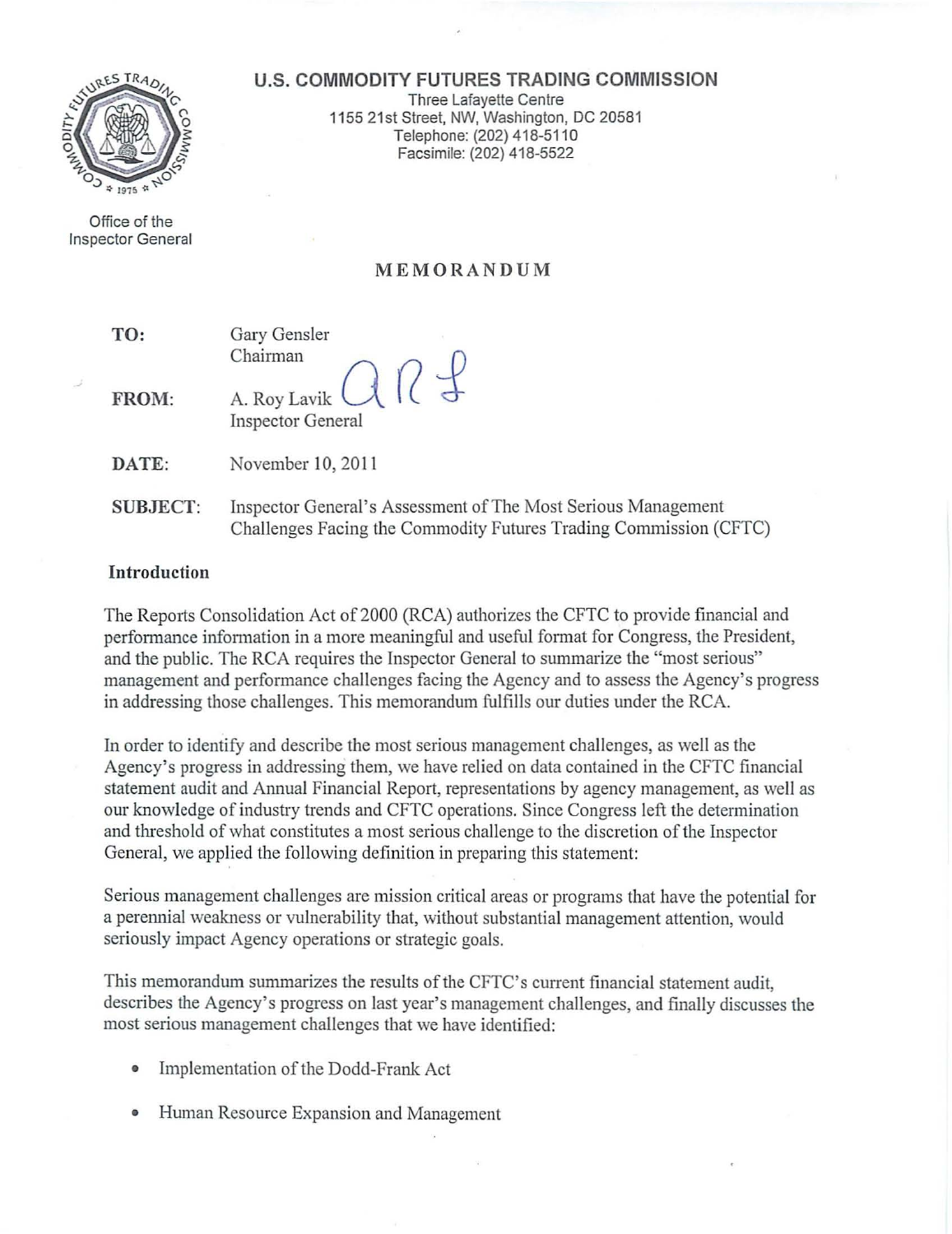**U.S. COMMODITY FUTURES TRADING COMMISSION**
Three Lafayette Centre
1155 21st Street, NW, Washington, DC 20581
Telephone: (202) 418-5110
Facsimile: (202) 418-5522

Office of the Inspector General

## MEMORANDUM

**TO:** Gary Gensler
Chairman

**FROM:** A. Roy Lavik
Inspector General

**DATE:** November 10, 2011

**SUBJECT:** Inspector General's Assessment of The Most Serious Management Challenges Facing the Commodity Futures Trading Commission (CFTC)

### Introduction

The Reports Consolidation Act of 2000 (RCA) authorizes the CFTC to provide financial and performance information in a more meaningful and useful format for Congress, the President, and the public. The RCA requires the Inspector General to summarize the "most serious" management and performance challenges facing the Agency and to assess the Agency's progress in addressing those challenges. This memorandum fulfills our duties under the RCA.

In order to identify and describe the most serious management challenges, as well as the Agency's progress in addressing them, we have relied on data contained in the CFTC financial statement audit and Annual Financial Report, representations by agency management, as well as our knowledge of industry trends and CFTC operations. Since Congress left the determination and threshold of what constitutes a most serious challenge to the discretion of the Inspector General, we applied the following definition in preparing this statement:

Serious management challenges are mission critical areas or programs that have the potential for a perennial weakness or vulnerability that, without substantial management attention, would seriously impact Agency operations or strategic goals.

This memorandum summarizes the results of the CFTC's current financial statement audit, describes the Agency's progress on last year's management challenges, and finally discusses the most serious management challenges that we have identified:

- Implementation of the Dodd-Frank Act
- Human Resource Expansion and Management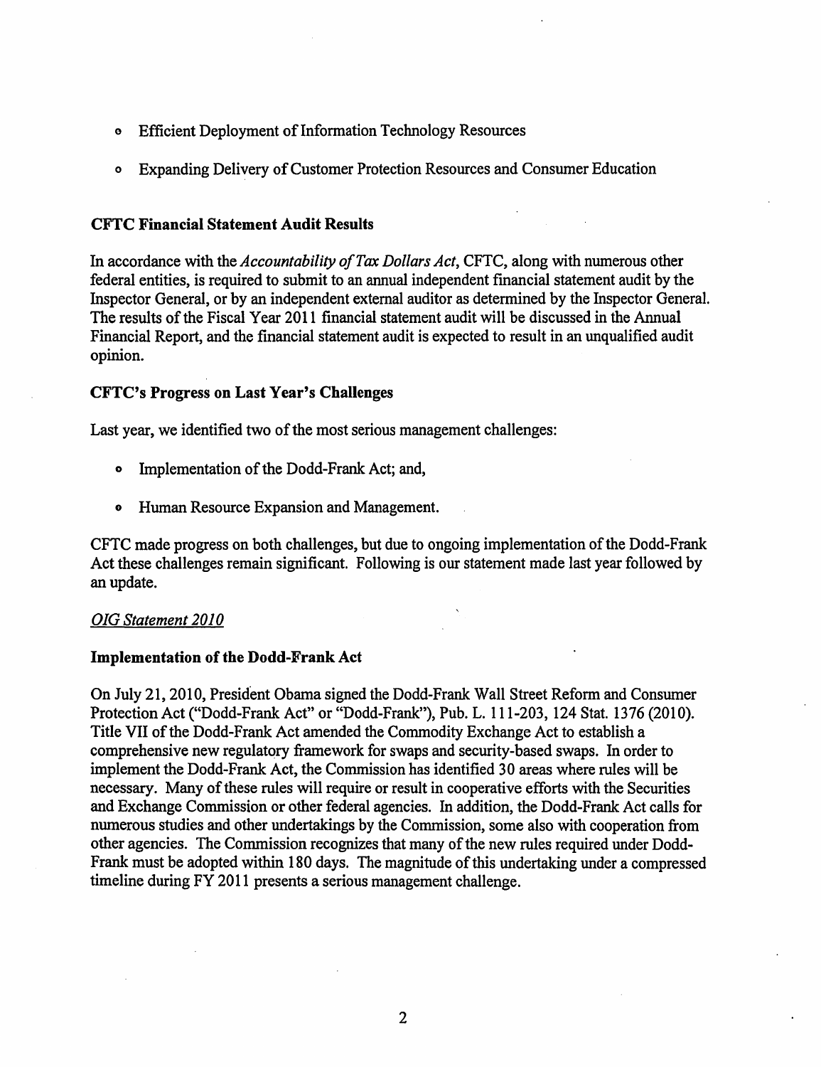- Efficient Deployment of Information Technology Resources
- Expanding Delivery of Customer Protection Resources and Consumer Education

**CFTC Financial Statement Audit Results**

In accordance with the *Accountability of Tax Dollars Act*, CFTC, along with numerous other federal entities, is required to submit to an annual independent financial statement audit by the Inspector General, or by an independent external auditor as determined by the Inspector General. The results of the Fiscal Year 2011 financial statement audit will be discussed in the Annual Financial Report, and the financial statement audit is expected to result in an unqualified audit opinion.

**CFTC's Progress on Last Year's Challenges**

Last year, we identified two of the most serious management challenges:

- Implementation of the Dodd-Frank Act; and,
- Human Resource Expansion and Management.

CFTC made progress on both challenges, but due to ongoing implementation of the Dodd-Frank Act these challenges remain significant. Following is our statement made last year followed by an update.

*OIG Statement 2010*

**Implementation of the Dodd-Frank Act**

On July 21, 2010, President Obama signed the Dodd-Frank Wall Street Reform and Consumer Protection Act ("Dodd-Frank Act" or "Dodd-Frank"), Pub. L. 111-203, 124 Stat. 1376 (2010). Title VII of the Dodd-Frank Act amended the Commodity Exchange Act to establish a comprehensive new regulatory framework for swaps and security-based swaps. In order to implement the Dodd-Frank Act, the Commission has identified 30 areas where rules will be necessary. Many of these rules will require or result in cooperative efforts with the Securities and Exchange Commission or other federal agencies. In addition, the Dodd-Frank Act calls for numerous studies and other undertakings by the Commission, some also with cooperation from other agencies. The Commission recognizes that many of the new rules required under Dodd-Frank must be adopted within 180 days. The magnitude of this undertaking under a compressed timeline during FY 2011 presents a serious management challenge.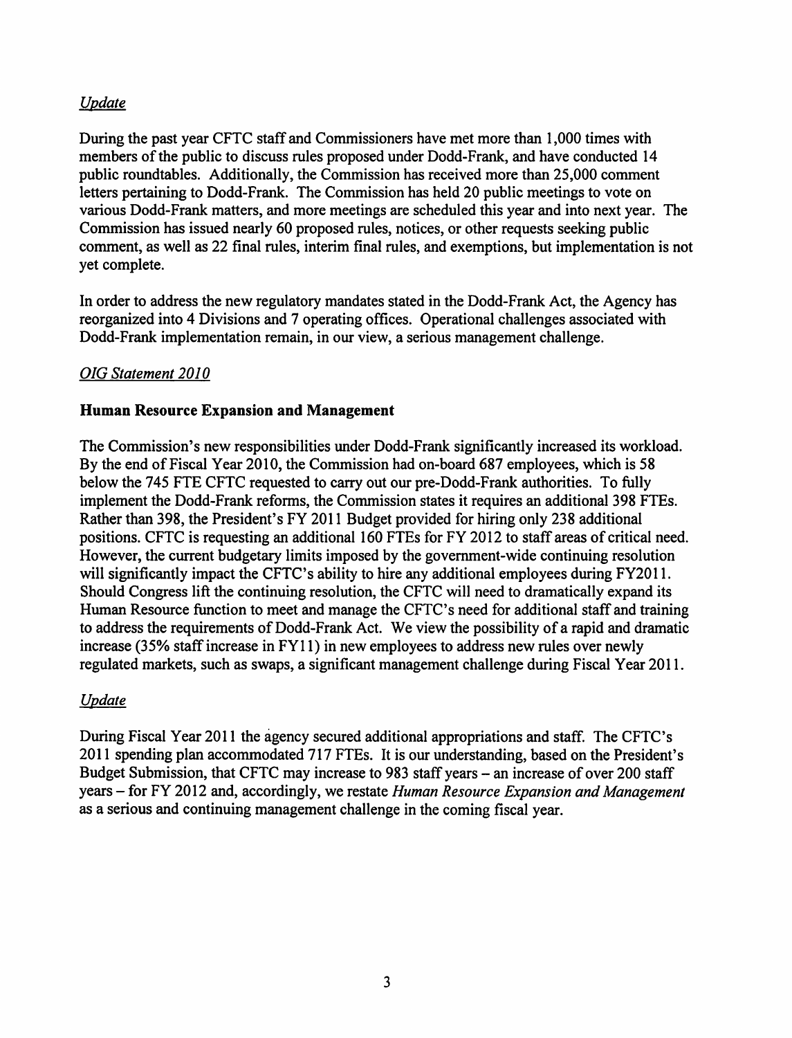*Update*

During the past year CFTC staff and Commissioners have met more than 1,000 times with members of the public to discuss rules proposed under Dodd-Frank, and have conducted 14 public roundtables. Additionally, the Commission has received more than 25,000 comment letters pertaining to Dodd-Frank. The Commission has held 20 public meetings to vote on various Dodd-Frank matters, and more meetings are scheduled this year and into next year. The Commission has issued nearly 60 proposed rules, notices, or other requests seeking public comment, as well as 22 final rules, interim final rules, and exemptions, but implementation is not yet complete.

In order to address the new regulatory mandates stated in the Dodd-Frank Act, the Agency has reorganized into 4 Divisions and 7 operating offices. Operational challenges associated with Dodd-Frank implementation remain, in our view, a serious management challenge.

*OIG Statement 2010*

**Human Resource Expansion and Management**

The Commission's new responsibilities under Dodd-Frank significantly increased its workload. By the end of Fiscal Year 2010, the Commission had on-board 687 employees, which is 58 below the 745 FTE CFTC requested to carry out our pre-Dodd-Frank authorities. To fully implement the Dodd-Frank reforms, the Commission states it requires an additional 398 FTEs. Rather than 398, the President's FY 2011 Budget provided for hiring only 238 additional positions. CFTC is requesting an additional 160 FTEs for FY 2012 to staff areas of critical need. However, the current budgetary limits imposed by the government-wide continuing resolution will significantly impact the CFTC's ability to hire any additional employees during FY2011. Should Congress lift the continuing resolution, the CFTC will need to dramatically expand its Human Resource function to meet and manage the CFTC's need for additional staff and training to address the requirements of Dodd-Frank Act. We view the possibility of a rapid and dramatic increase (35% staff increase in FY11) in new employees to address new rules over newly regulated markets, such as swaps, a significant management challenge during Fiscal Year 2011.

*Update*

During Fiscal Year 2011 the agency secured additional appropriations and staff. The CFTC's 2011 spending plan accommodated 717 FTEs. It is our understanding, based on the President's Budget Submission, that CFTC may increase to 983 staff years – an increase of over 200 staff years – for FY 2012 and, accordingly, we restate *Human Resource Expansion and Management* as a serious and continuing management challenge in the coming fiscal year.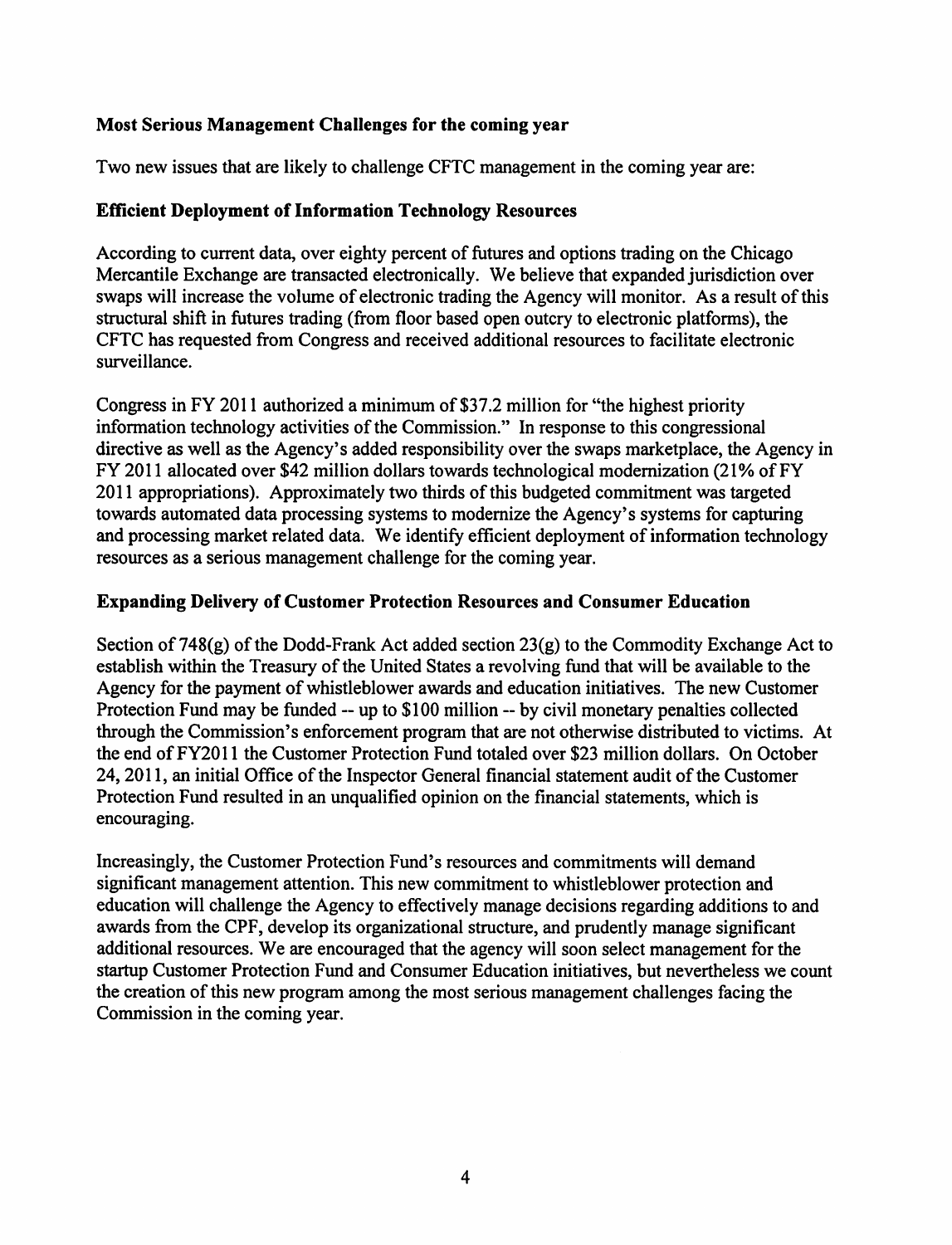## Most Serious Management Challenges for the coming year

Two new issues that are likely to challenge CFTC management in the coming year are:

### Efficient Deployment of Information Technology Resources

According to current data, over eighty percent of futures and options trading on the Chicago Mercantile Exchange are transacted electronically. We believe that expanded jurisdiction over swaps will increase the volume of electronic trading the Agency will monitor. As a result of this structural shift in futures trading (from floor based open outcry to electronic platforms), the CFTC has requested from Congress and received additional resources to facilitate electronic surveillance.

Congress in FY 2011 authorized a minimum of $37.2 million for "the highest priority information technology activities of the Commission." In response to this congressional directive as well as the Agency's added responsibility over the swaps marketplace, the Agency in FY 2011 allocated over $42 million dollars towards technological modernization (21% of FY 2011 appropriations). Approximately two thirds of this budgeted commitment was targeted towards automated data processing systems to modernize the Agency's systems for capturing and processing market related data. We identify efficient deployment of information technology resources as a serious management challenge for the coming year.

### Expanding Delivery of Customer Protection Resources and Consumer Education

Section of 748(g) of the Dodd-Frank Act added section 23(g) to the Commodity Exchange Act to establish within the Treasury of the United States a revolving fund that will be available to the Agency for the payment of whistleblower awards and education initiatives. The new Customer Protection Fund may be funded -- up to $100 million -- by civil monetary penalties collected through the Commission's enforcement program that are not otherwise distributed to victims. At the end of FY2011 the Customer Protection Fund totaled over $23 million dollars. On October 24, 2011, an initial Office of the Inspector General financial statement audit of the Customer Protection Fund resulted in an unqualified opinion on the financial statements, which is encouraging.

Increasingly, the Customer Protection Fund's resources and commitments will demand significant management attention. This new commitment to whistleblower protection and education will challenge the Agency to effectively manage decisions regarding additions to and awards from the CPF, develop its organizational structure, and prudently manage significant additional resources. We are encouraged that the agency will soon select management for the startup Customer Protection Fund and Consumer Education initiatives, but nevertheless we count the creation of this new program among the most serious management challenges facing the Commission in the coming year.